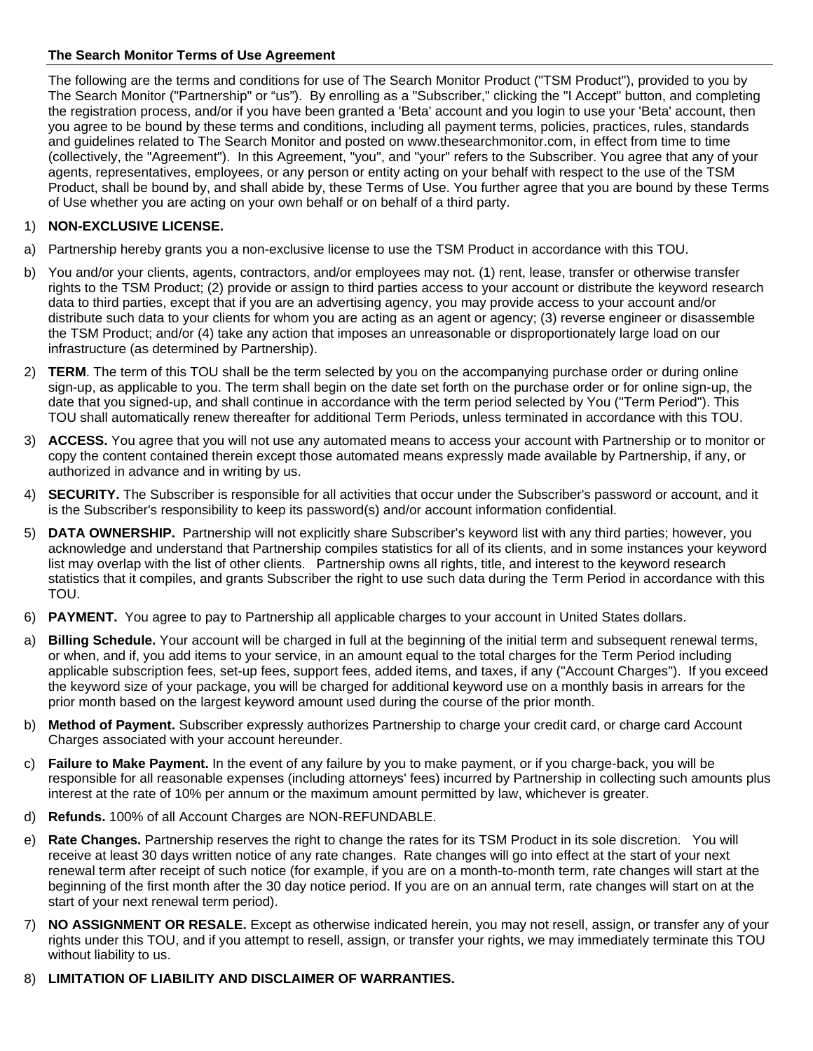**The Search Monitor Terms of Use Agreement**

The following are the terms and conditions for use of The Search Monitor Product ("TSM Product"), provided to you by The Search Monitor ("Partnership" or "us"). By enrolling as a "Subscriber," clicking the "I Accept" button, and completing the registration process, and/or if you have been granted a 'Beta' account and you login to use your 'Beta' account, then you agree to be bound by these terms and conditions, including all payment terms, policies, practices, rules, standards and guidelines related to The Search Monitor and posted on www.thesearchmonitor.com, in effect from time to time (collectively, the "Agreement"). In this Agreement, "you", and "your" refers to the Subscriber. You agree that any of your agents, representatives, employees, or any person or entity acting on your behalf with respect to the use of the TSM Product, shall be bound by, and shall abide by, these Terms of Use. You further agree that you are bound by these Terms of Use whether you are acting on your own behalf or on behalf of a third party.

1) **NON-EXCLUSIVE LICENSE.**

a) Partnership hereby grants you a non-exclusive license to use the TSM Product in accordance with this TOU.

b) You and/or your clients, agents, contractors, and/or employees may not. (1) rent, lease, transfer or otherwise transfer rights to the TSM Product; (2) provide or assign to third parties access to your account or distribute the keyword research data to third parties, except that if you are an advertising agency, you may provide access to your account and/or distribute such data to your clients for whom you are acting as an agent or agency; (3) reverse engineer or disassemble the TSM Product; and/or (4) take any action that imposes an unreasonable or disproportionately large load on our infrastructure (as determined by Partnership).

2) **TERM**. The term of this TOU shall be the term selected by you on the accompanying purchase order or during online sign-up, as applicable to you. The term shall begin on the date set forth on the purchase order or for online sign-up, the date that you signed-up, and shall continue in accordance with the term period selected by You ("Term Period"). This TOU shall automatically renew thereafter for additional Term Periods, unless terminated in accordance with this TOU.

3) **ACCESS.** You agree that you will not use any automated means to access your account with Partnership or to monitor or copy the content contained therein except those automated means expressly made available by Partnership, if any, or authorized in advance and in writing by us.

4) **SECURITY.** The Subscriber is responsible for all activities that occur under the Subscriber's password or account, and it is the Subscriber's responsibility to keep its password(s) and/or account information confidential.

5) **DATA OWNERSHIP.** Partnership will not explicitly share Subscriber's keyword list with any third parties; however, you acknowledge and understand that Partnership compiles statistics for all of its clients, and in some instances your keyword list may overlap with the list of other clients. Partnership owns all rights, title, and interest to the keyword research statistics that it compiles, and grants Subscriber the right to use such data during the Term Period in accordance with this TOU.

6) **PAYMENT.** You agree to pay to Partnership all applicable charges to your account in United States dollars.

a) **Billing Schedule.** Your account will be charged in full at the beginning of the initial term and subsequent renewal terms, or when, and if, you add items to your service, in an amount equal to the total charges for the Term Period including applicable subscription fees, set-up fees, support fees, added items, and taxes, if any ("Account Charges"). If you exceed the keyword size of your package, you will be charged for additional keyword use on a monthly basis in arrears for the prior month based on the largest keyword amount used during the course of the prior month.

b) **Method of Payment.** Subscriber expressly authorizes Partnership to charge your credit card, or charge card Account Charges associated with your account hereunder.

c) **Failure to Make Payment.** In the event of any failure by you to make payment, or if you charge-back, you will be responsible for all reasonable expenses (including attorneys' fees) incurred by Partnership in collecting such amounts plus interest at the rate of 10% per annum or the maximum amount permitted by law, whichever is greater.

d) **Refunds.** 100% of all Account Charges are NON-REFUNDABLE.

e) **Rate Changes.** Partnership reserves the right to change the rates for its TSM Product in its sole discretion. You will receive at least 30 days written notice of any rate changes. Rate changes will go into effect at the start of your next renewal term after receipt of such notice (for example, if you are on a month-to-month term, rate changes will start at the beginning of the first month after the 30 day notice period. If you are on an annual term, rate changes will start on at the start of your next renewal term period).

7) **NO ASSIGNMENT OR RESALE.** Except as otherwise indicated herein, you may not resell, assign, or transfer any of your rights under this TOU, and if you attempt to resell, assign, or transfer your rights, we may immediately terminate this TOU without liability to us.

8) **LIMITATION OF LIABILITY AND DISCLAIMER OF WARRANTIES.**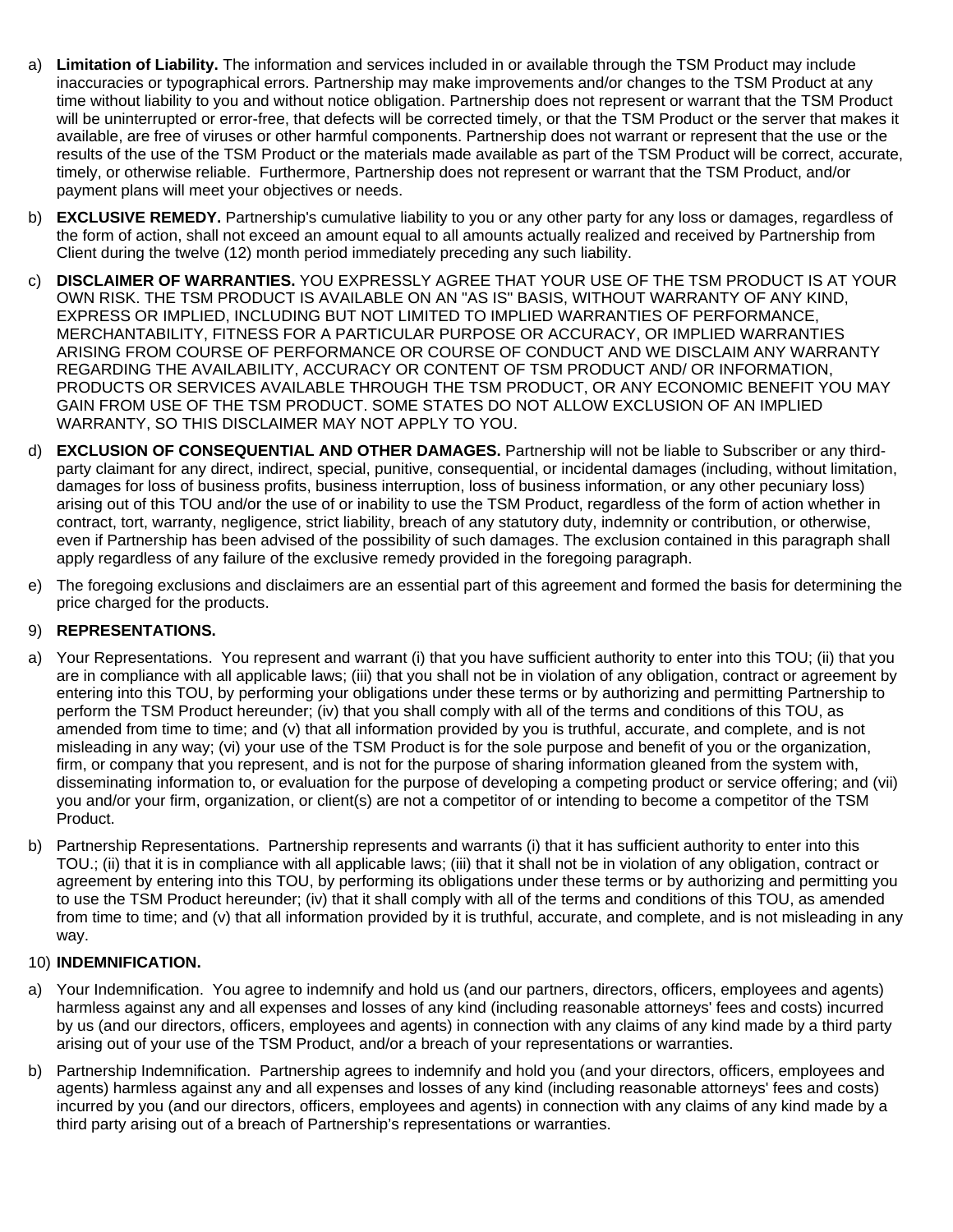a) **Limitation of Liability.** The information and services included in or available through the TSM Product may include inaccuracies or typographical errors. Partnership may make improvements and/or changes to the TSM Product at any time without liability to you and without notice obligation. Partnership does not represent or warrant that the TSM Product will be uninterrupted or error-free, that defects will be corrected timely, or that the TSM Product or the server that makes it available, are free of viruses or other harmful components. Partnership does not warrant or represent that the use or the results of the use of the TSM Product or the materials made available as part of the TSM Product will be correct, accurate, timely, or otherwise reliable. Furthermore, Partnership does not represent or warrant that the TSM Product, and/or payment plans will meet your objectives or needs.

b) **EXCLUSIVE REMEDY.** Partnership's cumulative liability to you or any other party for any loss or damages, regardless of the form of action, shall not exceed an amount equal to all amounts actually realized and received by Partnership from Client during the twelve (12) month period immediately preceding any such liability.

c) **DISCLAIMER OF WARRANTIES.** YOU EXPRESSLY AGREE THAT YOUR USE OF THE TSM PRODUCT IS AT YOUR OWN RISK. THE TSM PRODUCT IS AVAILABLE ON AN "AS IS" BASIS, WITHOUT WARRANTY OF ANY KIND, EXPRESS OR IMPLIED, INCLUDING BUT NOT LIMITED TO IMPLIED WARRANTIES OF PERFORMANCE, MERCHANTABILITY, FITNESS FOR A PARTICULAR PURPOSE OR ACCURACY, OR IMPLIED WARRANTIES ARISING FROM COURSE OF PERFORMANCE OR COURSE OF CONDUCT AND WE DISCLAIM ANY WARRANTY REGARDING THE AVAILABILITY, ACCURACY OR CONTENT OF TSM PRODUCT AND/ OR INFORMATION, PRODUCTS OR SERVICES AVAILABLE THROUGH THE TSM PRODUCT, OR ANY ECONOMIC BENEFIT YOU MAY GAIN FROM USE OF THE TSM PRODUCT. SOME STATES DO NOT ALLOW EXCLUSION OF AN IMPLIED WARRANTY, SO THIS DISCLAIMER MAY NOT APPLY TO YOU.

d) **EXCLUSION OF CONSEQUENTIAL AND OTHER DAMAGES.** Partnership will not be liable to Subscriber or any third-party claimant for any direct, indirect, special, punitive, consequential, or incidental damages (including, without limitation, damages for loss of business profits, business interruption, loss of business information, or any other pecuniary loss) arising out of this TOU and/or the use of or inability to use the TSM Product, regardless of the form of action whether in contract, tort, warranty, negligence, strict liability, breach of any statutory duty, indemnity or contribution, or otherwise, even if Partnership has been advised of the possibility of such damages. The exclusion contained in this paragraph shall apply regardless of any failure of the exclusive remedy provided in the foregoing paragraph.

e) The foregoing exclusions and disclaimers are an essential part of this agreement and formed the basis for determining the price charged for the products.

9) **REPRESENTATIONS.**

a) Your Representations. You represent and warrant (i) that you have sufficient authority to enter into this TOU; (ii) that you are in compliance with all applicable laws; (iii) that you shall not be in violation of any obligation, contract or agreement by entering into this TOU, by performing your obligations under these terms or by authorizing and permitting Partnership to perform the TSM Product hereunder; (iv) that you shall comply with all of the terms and conditions of this TOU, as amended from time to time; and (v) that all information provided by you is truthful, accurate, and complete, and is not misleading in any way; (vi) your use of the TSM Product is for the sole purpose and benefit of you or the organization, firm, or company that you represent, and is not for the purpose of sharing information gleaned from the system with, disseminating information to, or evaluation for the purpose of developing a competing product or service offering; and (vii) you and/or your firm, organization, or client(s) are not a competitor of or intending to become a competitor of the TSM Product.

b) Partnership Representations. Partnership represents and warrants (i) that it has sufficient authority to enter into this TOU.; (ii) that it is in compliance with all applicable laws; (iii) that it shall not be in violation of any obligation, contract or agreement by entering into this TOU, by performing its obligations under these terms or by authorizing and permitting you to use the TSM Product hereunder; (iv) that it shall comply with all of the terms and conditions of this TOU, as amended from time to time; and (v) that all information provided by it is truthful, accurate, and complete, and is not misleading in any way.

10) **INDEMNIFICATION.**

a) Your Indemnification. You agree to indemnify and hold us (and our partners, directors, officers, employees and agents) harmless against any and all expenses and losses of any kind (including reasonable attorneys' fees and costs) incurred by us (and our directors, officers, employees and agents) in connection with any claims of any kind made by a third party arising out of your use of the TSM Product, and/or a breach of your representations or warranties.

b) Partnership Indemnification. Partnership agrees to indemnify and hold you (and your directors, officers, employees and agents) harmless against any and all expenses and losses of any kind (including reasonable attorneys' fees and costs) incurred by you (and our directors, officers, employees and agents) in connection with any claims of any kind made by a third party arising out of a breach of Partnership's representations or warranties.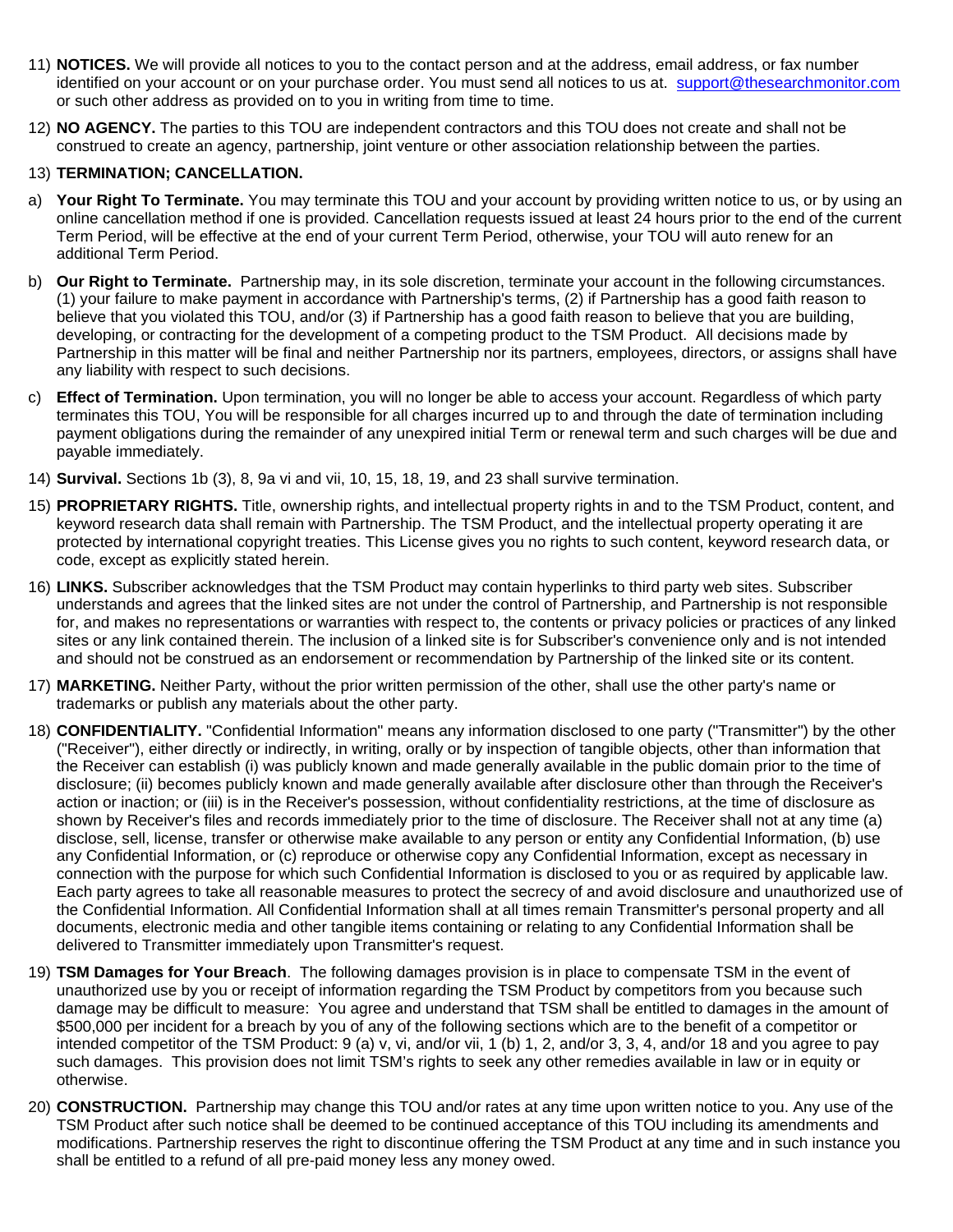11) **NOTICES.** We will provide all notices to you to the contact person and at the address, email address, or fax number identified on your account or on your purchase order. You must send all notices to us at. support@thesearchmonitor.com or such other address as provided on to you in writing from time to time.

12) **NO AGENCY.** The parties to this TOU are independent contractors and this TOU does not create and shall not be construed to create an agency, partnership, joint venture or other association relationship between the parties.

13) **TERMINATION; CANCELLATION.**

a) **Your Right To Terminate.** You may terminate this TOU and your account by providing written notice to us, or by using an online cancellation method if one is provided. Cancellation requests issued at least 24 hours prior to the end of the current Term Period, will be effective at the end of your current Term Period, otherwise, your TOU will auto renew for an additional Term Period.

b) **Our Right to Terminate.** Partnership may, in its sole discretion, terminate your account in the following circumstances. (1) your failure to make payment in accordance with Partnership's terms, (2) if Partnership has a good faith reason to believe that you violated this TOU, and/or (3) if Partnership has a good faith reason to believe that you are building, developing, or contracting for the development of a competing product to the TSM Product. All decisions made by Partnership in this matter will be final and neither Partnership nor its partners, employees, directors, or assigns shall have any liability with respect to such decisions.

c) **Effect of Termination.** Upon termination, you will no longer be able to access your account. Regardless of which party terminates this TOU, You will be responsible for all charges incurred up to and through the date of termination including payment obligations during the remainder of any unexpired initial Term or renewal term and such charges will be due and payable immediately.

14) **Survival.** Sections 1b (3), 8, 9a vi and vii, 10, 15, 18, 19, and 23 shall survive termination.

15) **PROPRIETARY RIGHTS.** Title, ownership rights, and intellectual property rights in and to the TSM Product, content, and keyword research data shall remain with Partnership. The TSM Product, and the intellectual property operating it are protected by international copyright treaties. This License gives you no rights to such content, keyword research data, or code, except as explicitly stated herein.

16) **LINKS.** Subscriber acknowledges that the TSM Product may contain hyperlinks to third party web sites. Subscriber understands and agrees that the linked sites are not under the control of Partnership, and Partnership is not responsible for, and makes no representations or warranties with respect to, the contents or privacy policies or practices of any linked sites or any link contained therein. The inclusion of a linked site is for Subscriber's convenience only and is not intended and should not be construed as an endorsement or recommendation by Partnership of the linked site or its content.

17) **MARKETING.** Neither Party, without the prior written permission of the other, shall use the other party's name or trademarks or publish any materials about the other party.

18) **CONFIDENTIALITY.** "Confidential Information" means any information disclosed to one party ("Transmitter") by the other ("Receiver"), either directly or indirectly, in writing, orally or by inspection of tangible objects, other than information that the Receiver can establish (i) was publicly known and made generally available in the public domain prior to the time of disclosure; (ii) becomes publicly known and made generally available after disclosure other than through the Receiver's action or inaction; or (iii) is in the Receiver's possession, without confidentiality restrictions, at the time of disclosure as shown by Receiver's files and records immediately prior to the time of disclosure. The Receiver shall not at any time (a) disclose, sell, license, transfer or otherwise make available to any person or entity any Confidential Information, (b) use any Confidential Information, or (c) reproduce or otherwise copy any Confidential Information, except as necessary in connection with the purpose for which such Confidential Information is disclosed to you or as required by applicable law. Each party agrees to take all reasonable measures to protect the secrecy of and avoid disclosure and unauthorized use of the Confidential Information. All Confidential Information shall at all times remain Transmitter's personal property and all documents, electronic media and other tangible items containing or relating to any Confidential Information shall be delivered to Transmitter immediately upon Transmitter's request.

19) **TSM Damages for Your Breach**. The following damages provision is in place to compensate TSM in the event of unauthorized use by you or receipt of information regarding the TSM Product by competitors from you because such damage may be difficult to measure: You agree and understand that TSM shall be entitled to damages in the amount of $500,000 per incident for a breach by you of any of the following sections which are to the benefit of a competitor or intended competitor of the TSM Product: 9 (a) v, vi, and/or vii, 1 (b) 1, 2, and/or 3, 3, 4, and/or 18 and you agree to pay such damages. This provision does not limit TSM's rights to seek any other remedies available in law or in equity or otherwise.

20) **CONSTRUCTION.** Partnership may change this TOU and/or rates at any time upon written notice to you. Any use of the TSM Product after such notice shall be deemed to be continued acceptance of this TOU including its amendments and modifications. Partnership reserves the right to discontinue offering the TSM Product at any time and in such instance you shall be entitled to a refund of all pre-paid money less any money owed.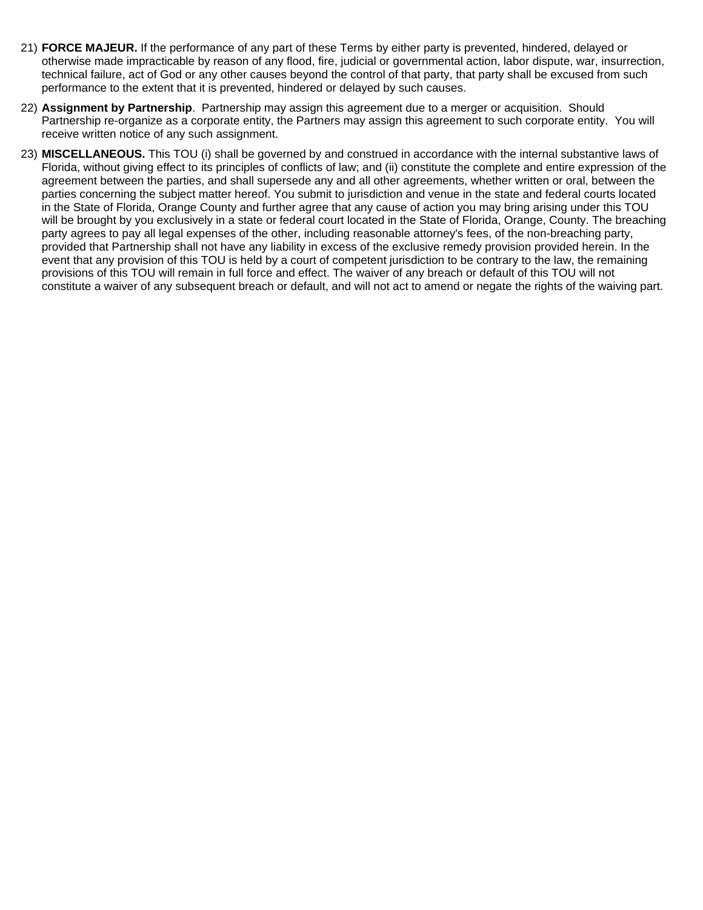21) **FORCE MAJEUR.** If the performance of any part of these Terms by either party is prevented, hindered, delayed or otherwise made impracticable by reason of any flood, fire, judicial or governmental action, labor dispute, war, insurrection, technical failure, act of God or any other causes beyond the control of that party, that party shall be excused from such performance to the extent that it is prevented, hindered or delayed by such causes.

22) **Assignment by Partnership**. Partnership may assign this agreement due to a merger or acquisition. Should Partnership re-organize as a corporate entity, the Partners may assign this agreement to such corporate entity. You will receive written notice of any such assignment.

23) **MISCELLANEOUS.** This TOU (i) shall be governed by and construed in accordance with the internal substantive laws of Florida, without giving effect to its principles of conflicts of law; and (ii) constitute the complete and entire expression of the agreement between the parties, and shall supersede any and all other agreements, whether written or oral, between the parties concerning the subject matter hereof. You submit to jurisdiction and venue in the state and federal courts located in the State of Florida, Orange County and further agree that any cause of action you may bring arising under this TOU will be brought by you exclusively in a state or federal court located in the State of Florida, Orange, County. The breaching party agrees to pay all legal expenses of the other, including reasonable attorney's fees, of the non-breaching party, provided that Partnership shall not have any liability in excess of the exclusive remedy provision provided herein. In the event that any provision of this TOU is held by a court of competent jurisdiction to be contrary to the law, the remaining provisions of this TOU will remain in full force and effect. The waiver of any breach or default of this TOU will not constitute a waiver of any subsequent breach or default, and will not act to amend or negate the rights of the waiving part.